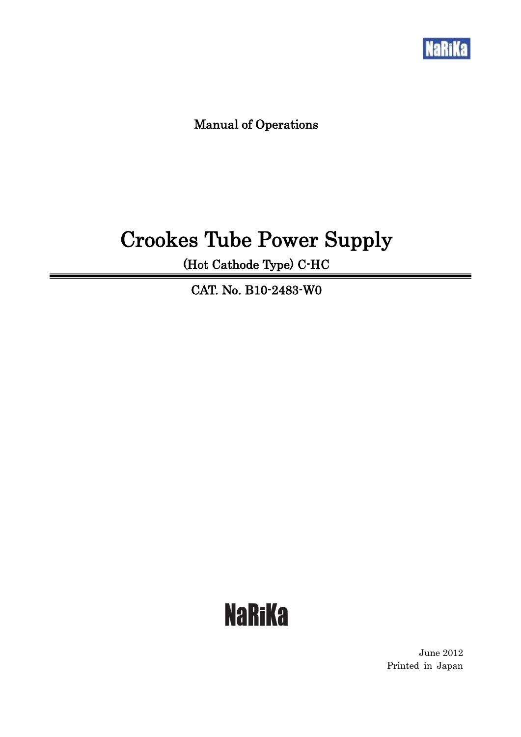NaRiKa

Manual of Operations

# Crookes Tube Power Supply

## (Hot Cathode Type) C-HC

CAT. No. B10-2483-W0

NaRiKa

June 2012
Printed in Japan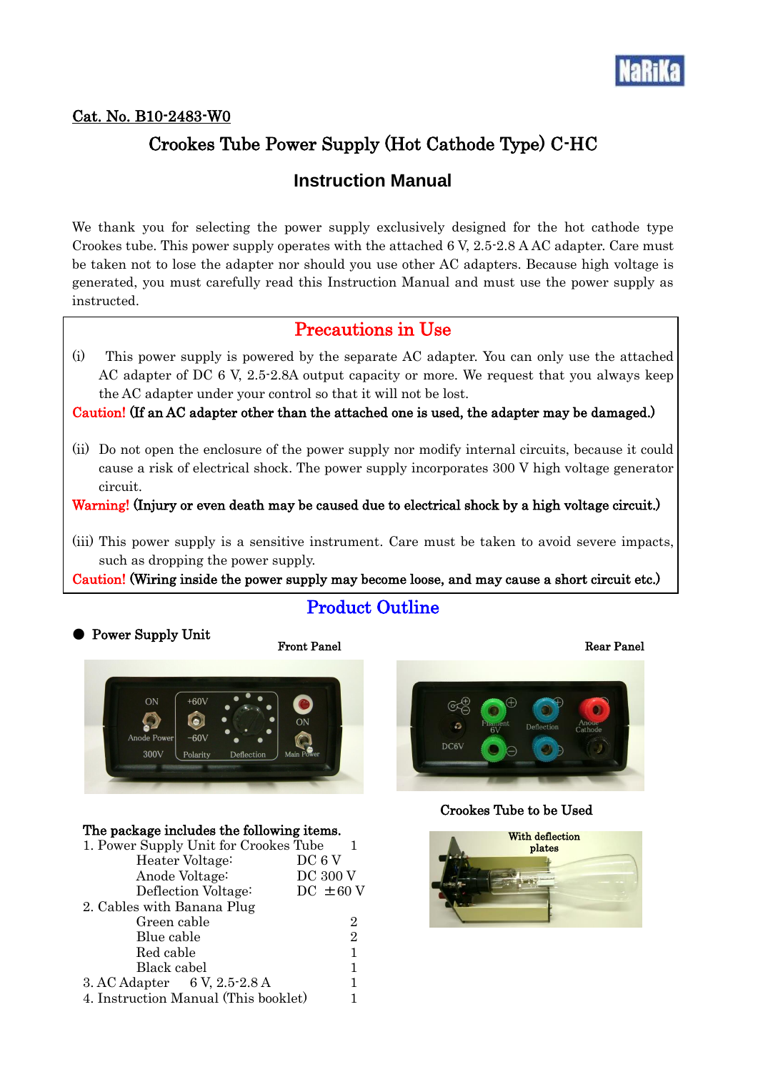Cat. No. B10-2483-W0

# Crookes Tube Power Supply (Hot Cathode Type) C-HC

## Instruction Manual

We thank you for selecting the power supply exclusively designed for the hot cathode type Crookes tube. This power supply operates with the attached 6 V, 2.5-2.8 A AC adapter. Care must be taken not to lose the adapter nor should you use other AC adapters. Because high voltage is generated, you must carefully read this Instruction Manual and must use the power supply as instructed.

## Precautions in Use

(i) This power supply is powered by the separate AC adapter. You can only use the attached AC adapter of DC 6 V, 2.5-2.8A output capacity or more. We request that you always keep the AC adapter under your control so that it will not be lost.

**Caution! (If an AC adapter other than the attached one is used, the adapter may be damaged.)**

(ii) Do not open the enclosure of the power supply nor modify internal circuits, because it could cause a risk of electrical shock. The power supply incorporates 300 V high voltage generator circuit.

**Warning! (Injury or even death may be caused due to electrical shock by a high voltage circuit.)**

(iii) This power supply is a sensitive instrument. Care must be taken to avoid severe impacts, such as dropping the power supply.

**Caution! (Wiring inside the power supply may become loose, and may cause a short circuit etc.)**

## Product Outline

● **Power Supply Unit**

**Front Panel**

ON, Anode Power, 300V, +60V, −60V, Polarity, Deflection, ON, Main Power

**Rear Panel**

DC6V, Filament 6V, Deflection, Anode Cathode

**Crookes Tube to be Used**

With deflection plates

**The package includes the following items.**

1. Power Supply Unit for Crookes Tube 1
   - Heater Voltage: DC 6 V
   - Anode Voltage: DC 300 V
   - Deflection Voltage: DC ±60 V
2. Cables with Banana Plug
   - Green cable 2
   - Blue cable 2
   - Red cable 1
   - Black cabel 1
3. AC Adapter 6 V, 2.5-2.8 A 1
4. Instruction Manual (This booklet) 1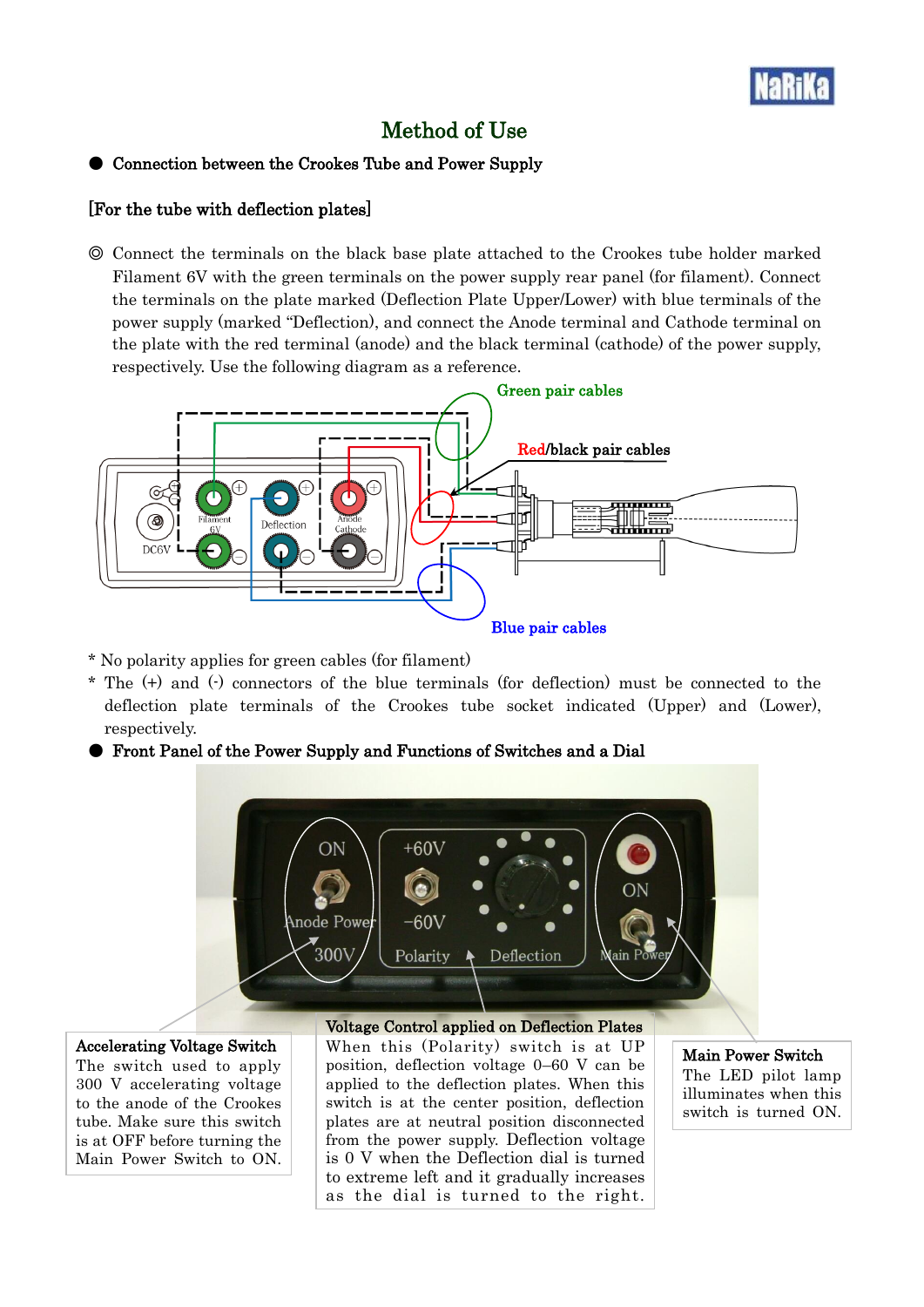## Method of Use

● **Connection between the Crookes Tube and Power Supply**

**[For the tube with deflection plates]**

◎ Connect the terminals on the black base plate attached to the Crookes tube holder marked Filament 6V with the green terminals on the power supply rear panel (for filament). Connect the terminals on the plate marked (Deflection Plate Upper/Lower) with blue terminals of the power supply (marked "Deflection), and connect the Anode terminal and Cathode terminal on the plate with the red terminal (anode) and the black terminal (cathode) of the power supply, respectively. Use the following diagram as a reference.

Green pair cables

Red/black pair cables

Blue pair cables

\* No polarity applies for green cables (for filament)

\* The (+) and (-) connectors of the blue terminals (for deflection) must be connected to the deflection plate terminals of the Crookes tube socket indicated (Upper) and (Lower), respectively.

● **Front Panel of the Power Supply and Functions of Switches and a Dial**

**Accelerating Voltage Switch**
The switch used to apply 300 V accelerating voltage to the anode of the Crookes tube. Make sure this switch is at OFF before turning the Main Power Switch to ON.

**Voltage Control applied on Deflection Plates**
When this (Polarity) switch is at UP position, deflection voltage 0–60 V can be applied to the deflection plates. When this switch is at the center position, deflection plates are at neutral position disconnected from the power supply. Deflection voltage is 0 V when the Deflection dial is turned to extreme left and it gradually increases as the dial is turned to the right.

**Main Power Switch**
The LED pilot lamp illuminates when this switch is turned ON.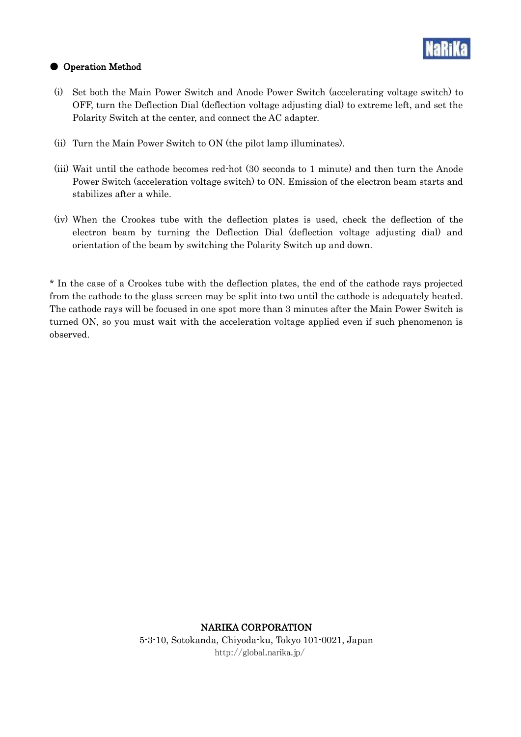● **Operation Method**

(i) Set both the Main Power Switch and Anode Power Switch (accelerating voltage switch) to OFF, turn the Deflection Dial (deflection voltage adjusting dial) to extreme left, and set the Polarity Switch at the center, and connect the AC adapter.

(ii) Turn the Main Power Switch to ON (the pilot lamp illuminates).

(iii) Wait until the cathode becomes red-hot (30 seconds to 1 minute) and then turn the Anode Power Switch (acceleration voltage switch) to ON. Emission of the electron beam starts and stabilizes after a while.

(iv) When the Crookes tube with the deflection plates is used, check the deflection of the electron beam by turning the Deflection Dial (deflection voltage adjusting dial) and orientation of the beam by switching the Polarity Switch up and down.

* In the case of a Crookes tube with the deflection plates, the end of the cathode rays projected from the cathode to the glass screen may be split into two until the cathode is adequately heated. The cathode rays will be focused in one spot more than 3 minutes after the Main Power Switch is turned ON, so you must wait with the acceleration voltage applied even if such phenomenon is observed.

**NARIKA CORPORATION**

5-3-10, Sotokanda, Chiyoda-ku, Tokyo 101-0021, Japan

http://global.narika.jp/